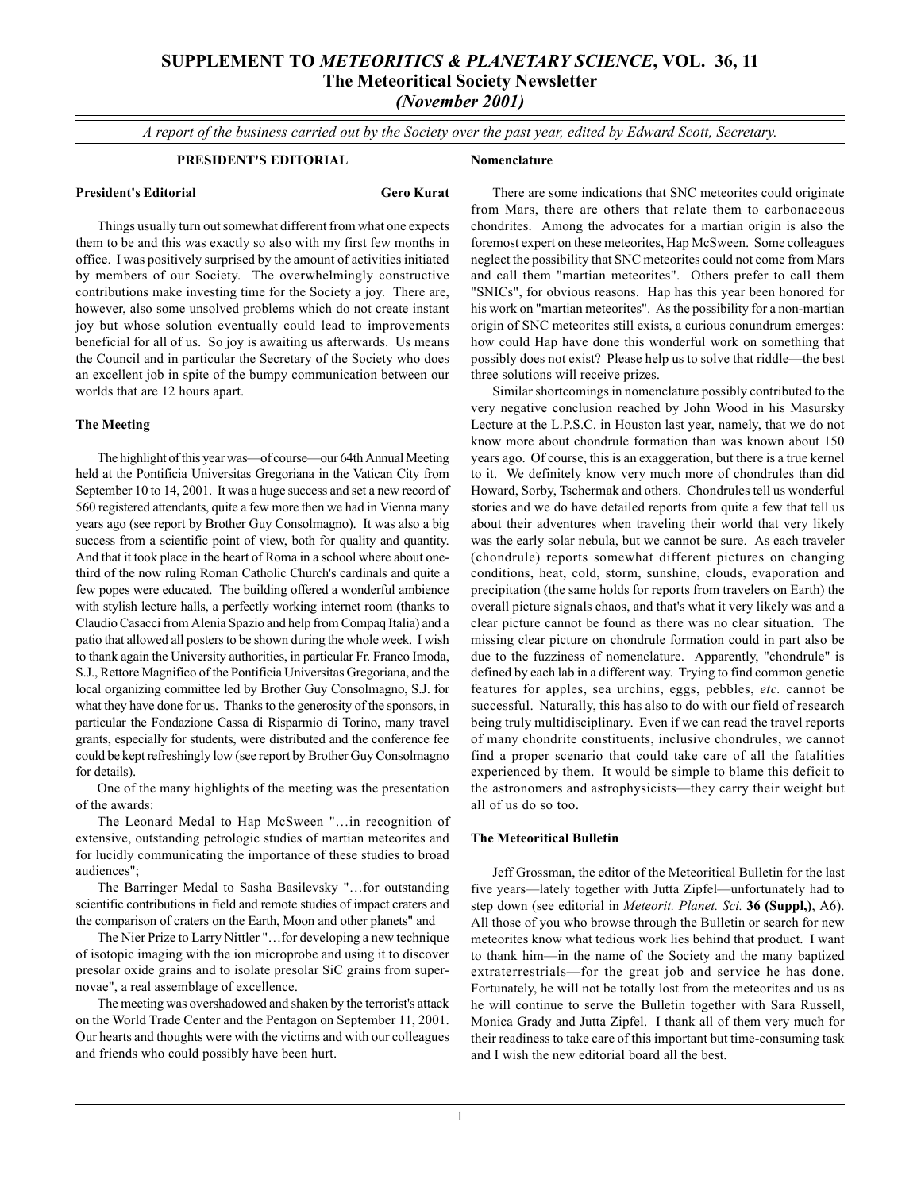# SUPPLEMENT TO *METEORITICS & PLANETARY SCIENCE*, VOL. 36, 11
## The Meteoritical Society Newsletter
### *(November 2001)*

*A report of the business carried out by the Society over the past year, edited by Edward Scott, Secretary.*

## PRESIDENT'S EDITORIAL

**President's Editorial** **Gero Kurat**

Things usually turn out somewhat different from what one expects them to be and this was exactly so also with my first few months in office. I was positively surprised by the amount of activities initiated by members of our Society. The overwhelmingly constructive contributions make investing time for the Society a joy. There are, however, also some unsolved problems which do not create instant joy but whose solution eventually could lead to improvements beneficial for all of us. So joy is awaiting us afterwards. Us means the Council and in particular the Secretary of the Society who does an excellent job in spite of the bumpy communication between our worlds that are 12 hours apart.

### The Meeting

The highlight of this year was—of course—our 64th Annual Meeting held at the Pontificia Universitas Gregoriana in the Vatican City from September 10 to 14, 2001. It was a huge success and set a new record of 560 registered attendants, quite a few more then we had in Vienna many years ago (see report by Brother Guy Consolmagno). It was also a big success from a scientific point of view, both for quality and quantity. And that it took place in the heart of Roma in a school where about one-third of the now ruling Roman Catholic Church's cardinals and quite a few popes were educated. The building offered a wonderful ambience with stylish lecture halls, a perfectly working internet room (thanks to Claudio Casacci from Alenia Spazio and help from Compaq Italia) and a patio that allowed all posters to be shown during the whole week. I wish to thank again the University authorities, in particular Fr. Franco Imoda, S.J., Rettore Magnifico of the Pontificia Universitas Gregoriana, and the local organizing committee led by Brother Guy Consolmagno, S.J. for what they have done for us. Thanks to the generosity of the sponsors, in particular the Fondazione Cassa di Risparmio di Torino, many travel grants, especially for students, were distributed and the conference fee could be kept refreshingly low (see report by Brother Guy Consolmagno for details).

One of the many highlights of the meeting was the presentation of the awards:

The Leonard Medal to Hap McSween "…in recognition of extensive, outstanding petrologic studies of martian meteorites and for lucidly communicating the importance of these studies to broad audiences";

The Barringer Medal to Sasha Basilevsky "…for outstanding scientific contributions in field and remote studies of impact craters and the comparison of craters on the Earth, Moon and other planets" and

The Nier Prize to Larry Nittler "…for developing a new technique of isotopic imaging with the ion microprobe and using it to discover presolar oxide grains and to isolate presolar SiC grains from supernovae", a real assemblage of excellence.

The meeting was overshadowed and shaken by the terrorist's attack on the World Trade Center and the Pentagon on September 11, 2001. Our hearts and thoughts were with the victims and with our colleagues and friends who could possibly have been hurt.

### Nomenclature

There are some indications that SNC meteorites could originate from Mars, there are others that relate them to carbonaceous chondrites. Among the advocates for a martian origin is also the foremost expert on these meteorites, Hap McSween. Some colleagues neglect the possibility that SNC meteorites could not come from Mars and call them "martian meteorites". Others prefer to call them "SNICs", for obvious reasons. Hap has this year been honored for his work on "martian meteorites". As the possibility for a non-martian origin of SNC meteorites still exists, a curious conundrum emerges: how could Hap have done this wonderful work on something that possibly does not exist? Please help us to solve that riddle—the best three solutions will receive prizes.

Similar shortcomings in nomenclature possibly contributed to the very negative conclusion reached by John Wood in his Masursky Lecture at the L.P.S.C. in Houston last year, namely, that we do not know more about chondrule formation than was known about 150 years ago. Of course, this is an exaggeration, but there is a true kernel to it. We definitely know very much more of chondrules than did Howard, Sorby, Tschermak and others. Chondrules tell us wonderful stories and we do have detailed reports from quite a few that tell us about their adventures when traveling their world that very likely was the early solar nebula, but we cannot be sure. As each traveler (chondrule) reports somewhat different pictures on changing conditions, heat, cold, storm, sunshine, clouds, evaporation and precipitation (the same holds for reports from travelers on Earth) the overall picture signals chaos, and that's what it very likely was and a clear picture cannot be found as there was no clear situation. The missing clear picture on chondrule formation could in part also be due to the fuzziness of nomenclature. Apparently, "chondrule" is defined by each lab in a different way. Trying to find common genetic features for apples, sea urchins, eggs, pebbles, *etc.* cannot be successful. Naturally, this has also to do with our field of research being truly multidisciplinary. Even if we can read the travel reports of many chondrite constituents, inclusive chondrules, we cannot find a proper scenario that could take care of all the fatalities experienced by them. It would be simple to blame this deficit to the astronomers and astrophysicists—they carry their weight but all of us do so too.

### The Meteoritical Bulletin

Jeff Grossman, the editor of the Meteoritical Bulletin for the last five years—lately together with Jutta Zipfel—unfortunately had to step down (see editorial in *Meteorit. Planet. Sci.* **36 (Suppl,)**, A6). All those of you who browse through the Bulletin or search for new meteorites know what tedious work lies behind that product. I want to thank him—in the name of the Society and the many baptized extraterrestrials—for the great job and service he has done. Fortunately, he will not be totally lost from the meteorites and us as he will continue to serve the Bulletin together with Sara Russell, Monica Grady and Jutta Zipfel. I thank all of them very much for their readiness to take care of this important but time-consuming task and I wish the new editorial board all the best.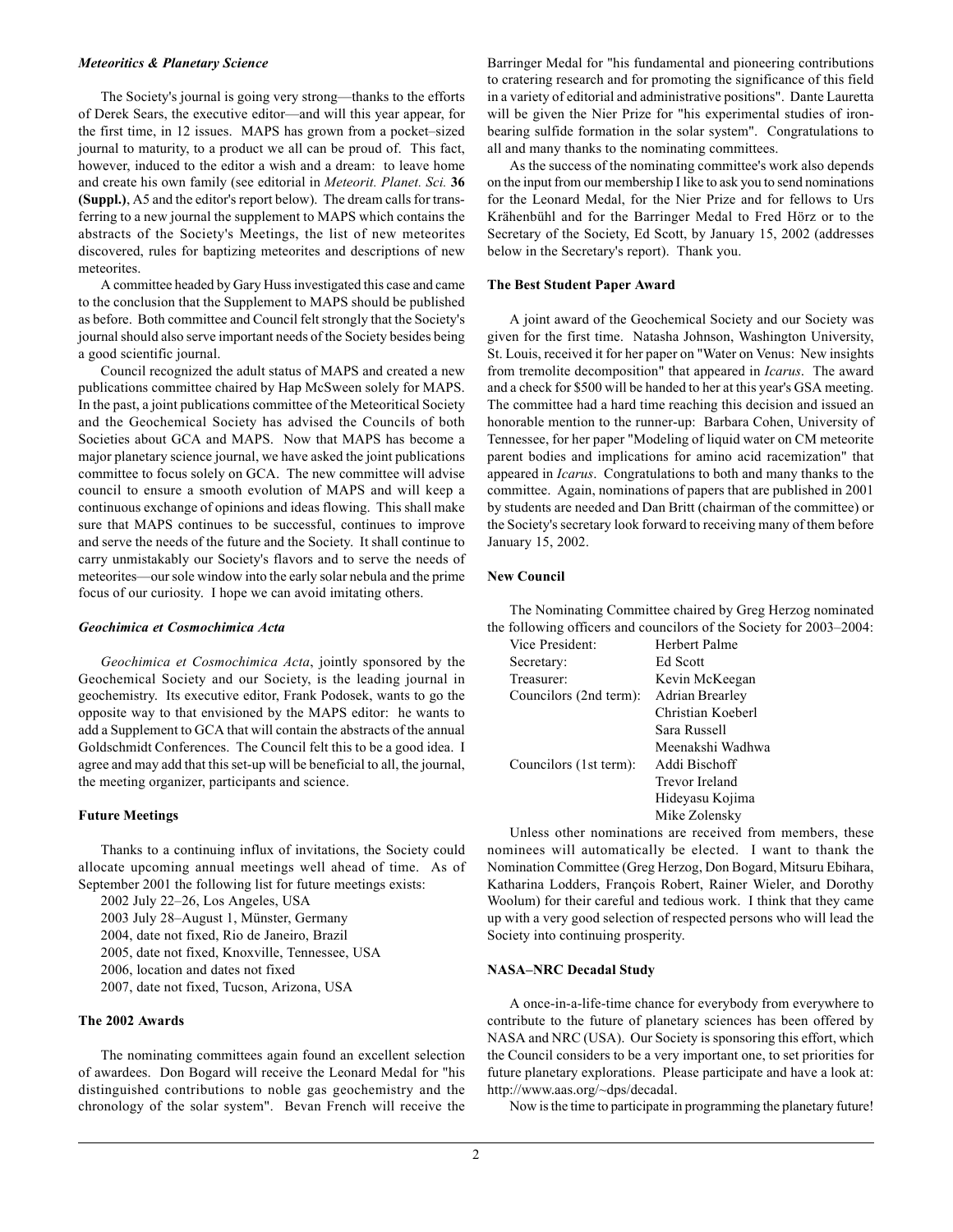### *Meteoritics & Planetary Science*

The Society's journal is going very strong—thanks to the efforts of Derek Sears, the executive editor—and will this year appear, for the first time, in 12 issues. MAPS has grown from a pocket–sized journal to maturity, to a product we all can be proud of. This fact, however, induced to the editor a wish and a dream: to leave home and create his own family (see editorial in *Meteorit. Planet. Sci.* **36 (Suppl.)**, A5 and the editor's report below). The dream calls for transferring to a new journal the supplement to MAPS which contains the abstracts of the Society's Meetings, the list of new meteorites discovered, rules for baptizing meteorites and descriptions of new meteorites.

A committee headed by Gary Huss investigated this case and came to the conclusion that the Supplement to MAPS should be published as before. Both committee and Council felt strongly that the Society's journal should also serve important needs of the Society besides being a good scientific journal.

Council recognized the adult status of MAPS and created a new publications committee chaired by Hap McSween solely for MAPS. In the past, a joint publications committee of the Meteoritical Society and the Geochemical Society has advised the Councils of both Societies about GCA and MAPS. Now that MAPS has become a major planetary science journal, we have asked the joint publications committee to focus solely on GCA. The new committee will advise council to ensure a smooth evolution of MAPS and will keep a continuous exchange of opinions and ideas flowing. This shall make sure that MAPS continues to be successful, continues to improve and serve the needs of the future and the Society. It shall continue to carry unmistakably our Society's flavors and to serve the needs of meteorites—our sole window into the early solar nebula and the prime focus of our curiosity. I hope we can avoid imitating others.

### *Geochimica et Cosmochimica Acta*

*Geochimica et Cosmochimica Acta*, jointly sponsored by the Geochemical Society and our Society, is the leading journal in geochemistry. Its executive editor, Frank Podosek, wants to go the opposite way to that envisioned by the MAPS editor: he wants to add a Supplement to GCA that will contain the abstracts of the annual Goldschmidt Conferences. The Council felt this to be a good idea. I agree and may add that this set-up will be beneficial to all, the journal, the meeting organizer, participants and science.

### Future Meetings

Thanks to a continuing influx of invitations, the Society could allocate upcoming annual meetings well ahead of time. As of September 2001 the following list for future meetings exists:

2002 July 22–26, Los Angeles, USA
2003 July 28–August 1, Münster, Germany
2004, date not fixed, Rio de Janeiro, Brazil
2005, date not fixed, Knoxville, Tennessee, USA
2006, location and dates not fixed
2007, date not fixed, Tucson, Arizona, USA

### The 2002 Awards

The nominating committees again found an excellent selection of awardees. Don Bogard will receive the Leonard Medal for "his distinguished contributions to noble gas geochemistry and the chronology of the solar system". Bevan French will receive the Barringer Medal for "his fundamental and pioneering contributions to cratering research and for promoting the significance of this field in a variety of editorial and administrative positions". Dante Lauretta will be given the Nier Prize for "his experimental studies of iron-bearing sulfide formation in the solar system". Congratulations to all and many thanks to the nominating committees.

As the success of the nominating committee's work also depends on the input from our membership I like to ask you to send nominations for the Leonard Medal, for the Nier Prize and for fellows to Urs Krähenbühl and for the Barringer Medal to Fred Hörz or to the Secretary of the Society, Ed Scott, by January 15, 2002 (addresses below in the Secretary's report). Thank you.

### The Best Student Paper Award

A joint award of the Geochemical Society and our Society was given for the first time. Natasha Johnson, Washington University, St. Louis, received it for her paper on "Water on Venus: New insights from tremolite decomposition" that appeared in *Icarus*. The award and a check for $500 will be handed to her at this year's GSA meeting. The committee had a hard time reaching this decision and issued an honorable mention to the runner-up: Barbara Cohen, University of Tennessee, for her paper "Modeling of liquid water on CM meteorite parent bodies and implications for amino acid racemization" that appeared in *Icarus*. Congratulations to both and many thanks to the committee. Again, nominations of papers that are published in 2001 by students are needed and Dan Britt (chairman of the committee) or the Society's secretary look forward to receiving many of them before January 15, 2002.

### New Council

The Nominating Committee chaired by Greg Herzog nominated the following officers and councilors of the Society for 2003–2004:

| | |
|---|---|
| Vice President: | Herbert Palme |
| Secretary: | Ed Scott |
| Treasurer: | Kevin McKeegan |
| Councilors (2nd term): | Adrian Brearley |
| | Christian Koeberl |
| | Sara Russell |
| | Meenakshi Wadhwa |
| Councilors (1st term): | Addi Bischoff |
| | Trevor Ireland |
| | Hideyasu Kojima |
| | Mike Zolensky |

Unless other nominations are received from members, these nominees will automatically be elected. I want to thank the Nomination Committee (Greg Herzog, Don Bogard, Mitsuru Ebihara, Katharina Lodders, François Robert, Rainer Wieler, and Dorothy Woolum) for their careful and tedious work. I think that they came up with a very good selection of respected persons who will lead the Society into continuing prosperity.

### NASA–NRC Decadal Study

A once-in-a-life-time chance for everybody from everywhere to contribute to the future of planetary sciences has been offered by NASA and NRC (USA). Our Society is sponsoring this effort, which the Council considers to be a very important one, to set priorities for future planetary explorations. Please participate and have a look at: http://www.aas.org/~dps/decadal.

Now is the time to participate in programming the planetary future!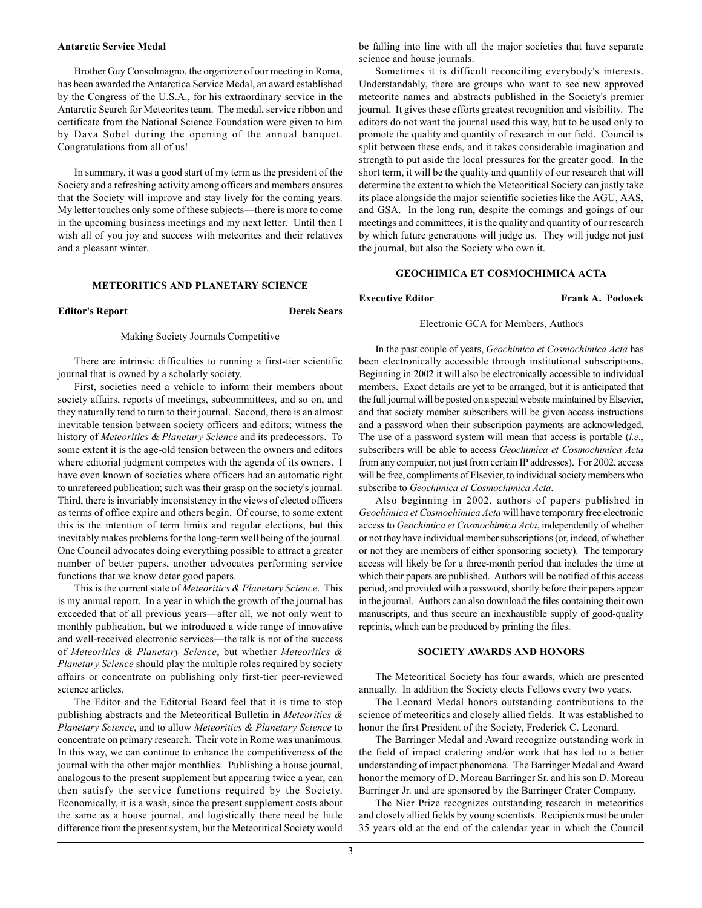**Antarctic Service Medal**

Brother Guy Consolmagno, the organizer of our meeting in Roma, has been awarded the Antarctica Service Medal, an award established by the Congress of the U.S.A., for his extraordinary service in the Antarctic Search for Meteorites team. The medal, service ribbon and certificate from the National Science Foundation were given to him by Dava Sobel during the opening of the annual banquet. Congratulations from all of us!

In summary, it was a good start of my term as the president of the Society and a refreshing activity among officers and members ensures that the Society will improve and stay lively for the coming years. My letter touches only some of these subjects—there is more to come in the upcoming business meetings and my next letter. Until then I wish all of you joy and success with meteorites and their relatives and a pleasant winter.

## METEORITICS AND PLANETARY SCIENCE

**Editor's Report** **Derek Sears**

Making Society Journals Competitive

There are intrinsic difficulties to running a first-tier scientific journal that is owned by a scholarly society.

First, societies need a vehicle to inform their members about society affairs, reports of meetings, subcommittees, and so on, and they naturally tend to turn to their journal. Second, there is an almost inevitable tension between society officers and editors; witness the history of *Meteoritics & Planetary Science* and its predecessors. To some extent it is the age-old tension between the owners and editors where editorial judgment competes with the agenda of its owners. I have even known of societies where officers had an automatic right to unrefereed publication; such was their grasp on the society's journal. Third, there is invariably inconsistency in the views of elected officers as terms of office expire and others begin. Of course, to some extent this is the intention of term limits and regular elections, but this inevitably makes problems for the long-term well being of the journal. One Council advocates doing everything possible to attract a greater number of better papers, another advocates performing service functions that we know deter good papers.

This is the current state of *Meteoritics & Planetary Science*. This is my annual report. In a year in which the growth of the journal has exceeded that of all previous years—after all, we not only went to monthly publication, but we introduced a wide range of innovative and well-received electronic services—the talk is not of the success of *Meteoritics & Planetary Science*, but whether *Meteoritics & Planetary Science* should play the multiple roles required by society affairs or concentrate on publishing only first-tier peer-reviewed science articles.

The Editor and the Editorial Board feel that it is time to stop publishing abstracts and the Meteoritical Bulletin in *Meteoritics & Planetary Science*, and to allow *Meteoritics & Planetary Science* to concentrate on primary research. Their vote in Rome was unanimous. In this way, we can continue to enhance the competitiveness of the journal with the other major monthlies. Publishing a house journal, analogous to the present supplement but appearing twice a year, can then satisfy the service functions required by the Society. Economically, it is a wash, since the present supplement costs about the same as a house journal, and logistically there need be little difference from the present system, but the Meteoritical Society would be falling into line with all the major societies that have separate science and house journals.

Sometimes it is difficult reconciling everybody's interests. Understandably, there are groups who want to see new approved meteorite names and abstracts published in the Society's premier journal. It gives these efforts greatest recognition and visibility. The editors do not want the journal used this way, but to be used only to promote the quality and quantity of research in our field. Council is split between these ends, and it takes considerable imagination and strength to put aside the local pressures for the greater good. In the short term, it will be the quality and quantity of our research that will determine the extent to which the Meteoritical Society can justly take its place alongside the major scientific societies like the AGU, AAS, and GSA. In the long run, despite the comings and goings of our meetings and committees, it is the quality and quantity of our research by which future generations will judge us. They will judge not just the journal, but also the Society who own it.

## GEOCHIMICA ET COSMOCHIMICA ACTA

**Executive Editor** **Frank A. Podosek**

Electronic GCA for Members, Authors

In the past couple of years, *Geochimica et Cosmochimica Acta* has been electronically accessible through institutional subscriptions. Beginning in 2002 it will also be electronically accessible to individual members. Exact details are yet to be arranged, but it is anticipated that the full journal will be posted on a special website maintained by Elsevier, and that society member subscribers will be given access instructions and a password when their subscription payments are acknowledged. The use of a password system will mean that access is portable (*i.e.*, subscribers will be able to access *Geochimica et Cosmochimica Acta* from any computer, not just from certain IP addresses). For 2002, access will be free, compliments of Elsevier, to individual society members who subscribe to *Geochimica et Cosmochimica Acta*.

Also beginning in 2002, authors of papers published in *Geochimica et Cosmochimica Acta* will have temporary free electronic access to *Geochimica et Cosmochimica Acta*, independently of whether or not they have individual member subscriptions (or, indeed, of whether or not they are members of either sponsoring society). The temporary access will likely be for a three-month period that includes the time at which their papers are published. Authors will be notified of this access period, and provided with a password, shortly before their papers appear in the journal. Authors can also download the files containing their own manuscripts, and thus secure an inexhaustible supply of good-quality reprints, which can be produced by printing the files.

## SOCIETY AWARDS AND HONORS

The Meteoritical Society has four awards, which are presented annually. In addition the Society elects Fellows every two years.

The Leonard Medal honors outstanding contributions to the science of meteorites and closely allied fields. It was established to honor the first President of the Society, Frederick C. Leonard.

The Barringer Medal and Award recognize outstanding work in the field of impact cratering and/or work that has led to a better understanding of impact phenomena. The Barringer Medal and Award honor the memory of D. Moreau Barringer Sr. and his son D. Moreau Barringer Jr. and are sponsored by the Barringer Crater Company.

The Nier Prize recognizes outstanding research in meteoritics and closely allied fields by young scientists. Recipients must be under 35 years old at the end of the calendar year in which the Council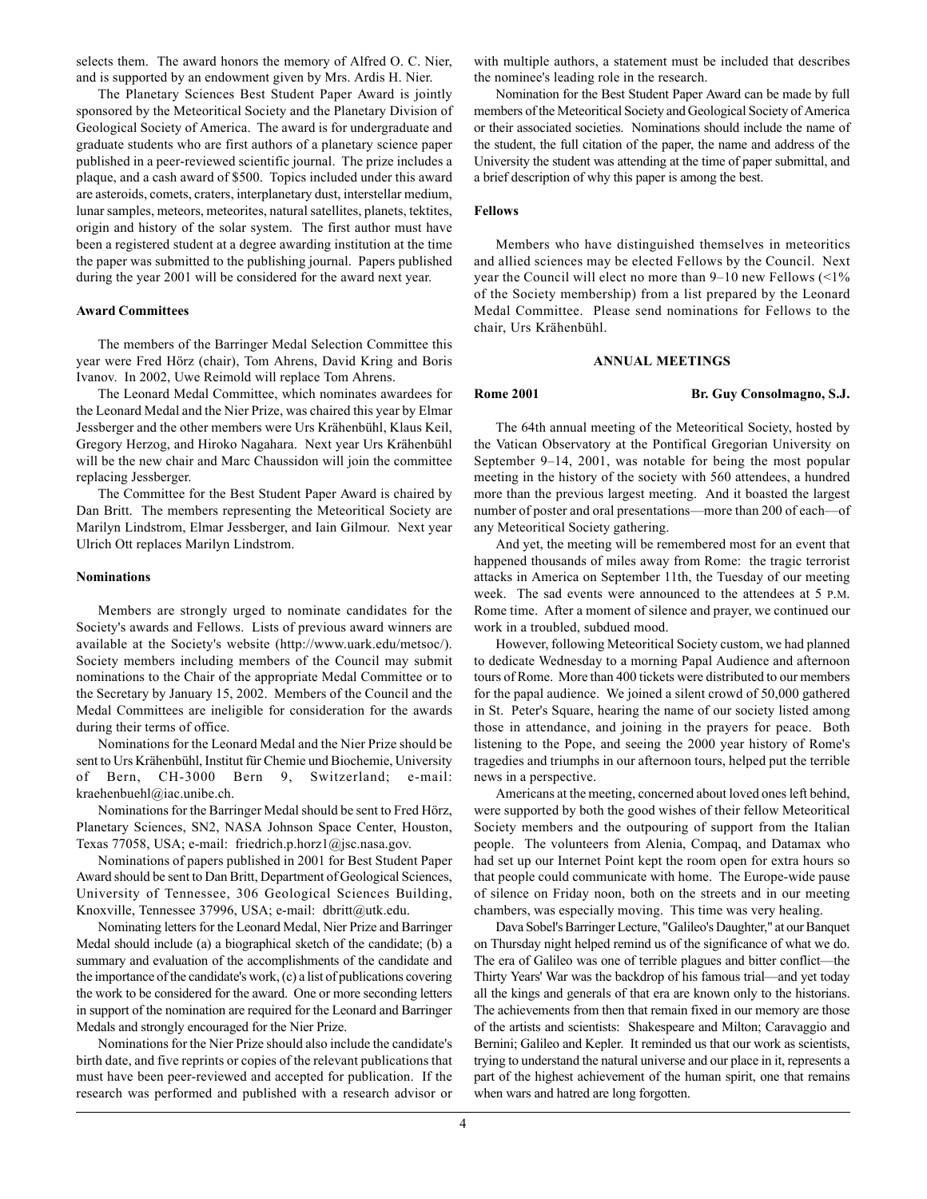selects them. The award honors the memory of Alfred O. C. Nier, and is supported by an endowment given by Mrs. Ardis H. Nier.

The Planetary Sciences Best Student Paper Award is jointly sponsored by the Meteoritical Society and the Planetary Division of Geological Society of America. The award is for undergraduate and graduate students who are first authors of a planetary science paper published in a peer-reviewed scientific journal. The prize includes a plaque, and a cash award of $500. Topics included under this award are asteroids, comets, craters, interplanetary dust, interstellar medium, lunar samples, meteors, meteorites, natural satellites, planets, tektites, origin and history of the solar system. The first author must have been a registered student at a degree awarding institution at the time the paper was submitted to the publishing journal. Papers published during the year 2001 will be considered for the award next year.

**Award Committees**

The members of the Barringer Medal Selection Committee this year were Fred Hörz (chair), Tom Ahrens, David Kring and Boris Ivanov. In 2002, Uwe Reimold will replace Tom Ahrens.

The Leonard Medal Committee, which nominates awardees for the Leonard Medal and the Nier Prize, was chaired this year by Elmar Jessberger and the other members were Urs Krähenbühl, Klaus Keil, Gregory Herzog, and Hiroko Nagahara. Next year Urs Krähenbühl will be the new chair and Marc Chaussidon will join the committee replacing Jessberger.

The Committee for the Best Student Paper Award is chaired by Dan Britt. The members representing the Meteoritical Society are Marilyn Lindstrom, Elmar Jessberger, and Iain Gilmour. Next year Ulrich Ott replaces Marilyn Lindstrom.

**Nominations**

Members are strongly urged to nominate candidates for the Society's awards and Fellows. Lists of previous award winners are available at the Society's website (http://www.uark.edu/metsoc/). Society members including members of the Council may submit nominations to the Chair of the appropriate Medal Committee or to the Secretary by January 15, 2002. Members of the Council and the Medal Committees are ineligible for consideration for the awards during their terms of office.

Nominations for the Leonard Medal and the Nier Prize should be sent to Urs Krähenbühl, Institut für Chemie und Biochemie, University of Bern, CH-3000 Bern 9, Switzerland; e-mail: kraehenbuehl@iac.unibe.ch.

Nominations for the Barringer Medal should be sent to Fred Hörz, Planetary Sciences, SN2, NASA Johnson Space Center, Houston, Texas 77058, USA; e-mail: friedrich.p.horz1@jsc.nasa.gov.

Nominations of papers published in 2001 for Best Student Paper Award should be sent to Dan Britt, Department of Geological Sciences, University of Tennessee, 306 Geological Sciences Building, Knoxville, Tennessee 37996, USA; e-mail: dbritt@utk.edu.

Nominating letters for the Leonard Medal, Nier Prize and Barringer Medal should include (a) a biographical sketch of the candidate; (b) a summary and evaluation of the accomplishments of the candidate and the importance of the candidate's work, (c) a list of publications covering the work to be considered for the award. One or more seconding letters in support of the nomination are required for the Leonard and Barringer Medals and strongly encouraged for the Nier Prize.

Nominations for the Nier Prize should also include the candidate's birth date, and five reprints or copies of the relevant publications that must have been peer-reviewed and accepted for publication. If the research was performed and published with a research advisor or with multiple authors, a statement must be included that describes the nominee's leading role in the research.

Nomination for the Best Student Paper Award can be made by full members of the Meteoritical Society and Geological Society of America or their associated societies. Nominations should include the name of the student, the full citation of the paper, the name and address of the University the student was attending at the time of paper submittal, and a brief description of why this paper is among the best.

**Fellows**

Members who have distinguished themselves in meteoritics and allied sciences may be elected Fellows by the Council. Next year the Council will elect no more than 9–10 new Fellows (<1% of the Society membership) from a list prepared by the Leonard Medal Committee. Please send nominations for Fellows to the chair, Urs Krähenbühl.

## ANNUAL MEETINGS

**Rome 2001** — **Br. Guy Consolmagno, S.J.**

The 64th annual meeting of the Meteoritical Society, hosted by the Vatican Observatory at the Pontifical Gregorian University on September 9–14, 2001, was notable for being the most popular meeting in the history of the society with 560 attendees, a hundred more than the previous largest meeting. And it boasted the largest number of poster and oral presentations—more than 200 of each—of any Meteoritical Society gathering.

And yet, the meeting will be remembered most for an event that happened thousands of miles away from Rome: the tragic terrorist attacks in America on September 11th, the Tuesday of our meeting week. The sad events were announced to the attendees at 5 P.M. Rome time. After a moment of silence and prayer, we continued our work in a troubled, subdued mood.

However, following Meteoritical Society custom, we had planned to dedicate Wednesday to a morning Papal Audience and afternoon tours of Rome. More than 400 tickets were distributed to our members for the papal audience. We joined a silent crowd of 50,000 gathered in St. Peter's Square, hearing the name of our society listed among those in attendance, and joining in the prayers for peace. Both listening to the Pope, and seeing the 2000 year history of Rome's tragedies and triumphs in our afternoon tours, helped put the terrible news in a perspective.

Americans at the meeting, concerned about loved ones left behind, were supported by both the good wishes of their fellow Meteoritical Society members and the outpouring of support from the Italian people. The volunteers from Alenia, Compaq, and Datamax who had set up our Internet Point kept the room open for extra hours so that people could communicate with home. The Europe-wide pause of silence on Friday noon, both on the streets and in our meeting chambers, was especially moving. This time was very healing.

Dava Sobel's Barringer Lecture, "Galileo's Daughter," at our Banquet on Thursday night helped remind us of the significance of what we do. The era of Galileo was one of terrible plagues and bitter conflict—the Thirty Years' War was the backdrop of his famous trial—and yet today all the kings and generals of that era are known only to the historians. The achievements from then that remain fixed in our memory are those of the artists and scientists: Shakespeare and Milton; Caravaggio and Bernini; Galileo and Kepler. It reminded us that our work as scientists, trying to understand the natural universe and our place in it, represents a part of the highest achievement of the human spirit, one that remains when wars and hatred are long forgotten.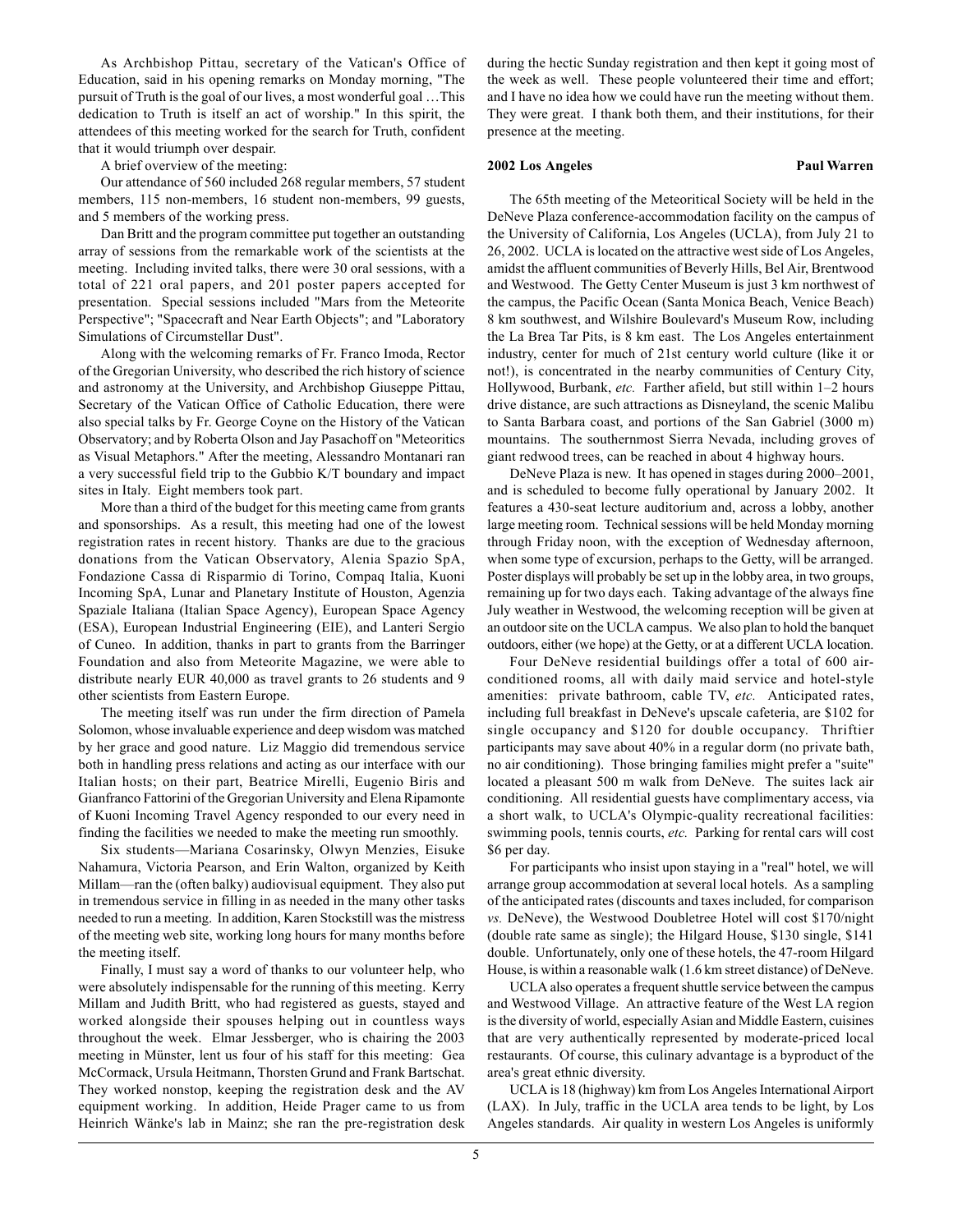As Archbishop Pittau, secretary of the Vatican's Office of Education, said in his opening remarks on Monday morning, "The pursuit of Truth is the goal of our lives, a most wonderful goal …This dedication to Truth is itself an act of worship." In this spirit, the attendees of this meeting worked for the search for Truth, confident that it would triumph over despair.

A brief overview of the meeting:

Our attendance of 560 included 268 regular members, 57 student members, 115 non-members, 16 student non-members, 99 guests, and 5 members of the working press.

Dan Britt and the program committee put together an outstanding array of sessions from the remarkable work of the scientists at the meeting. Including invited talks, there were 30 oral sessions, with a total of 221 oral papers, and 201 poster papers accepted for presentation. Special sessions included "Mars from the Meteorite Perspective"; "Spacecraft and Near Earth Objects"; and "Laboratory Simulations of Circumstellar Dust".

Along with the welcoming remarks of Fr. Franco Imoda, Rector of the Gregorian University, who described the rich history of science and astronomy at the University, and Archbishop Giuseppe Pittau, Secretary of the Vatican Office of Catholic Education, there were also special talks by Fr. George Coyne on the History of the Vatican Observatory; and by Roberta Olson and Jay Pasachoff on "Meteoritics as Visual Metaphors." After the meeting, Alessandro Montanari ran a very successful field trip to the Gubbio K/T boundary and impact sites in Italy. Eight members took part.

More than a third of the budget for this meeting came from grants and sponsorships. As a result, this meeting had one of the lowest registration rates in recent history. Thanks are due to the gracious donations from the Vatican Observatory, Alenia Spazio SpA, Fondazione Cassa di Risparmio di Torino, Compaq Italia, Kuoni Incoming SpA, Lunar and Planetary Institute of Houston, Agenzia Spaziale Italiana (Italian Space Agency), European Space Agency (ESA), European Industrial Engineering (EIE), and Lanteri Sergio of Cuneo. In addition, thanks in part to grants from the Barringer Foundation and also from Meteorite Magazine, we were able to distribute nearly EUR 40,000 as travel grants to 26 students and 9 other scientists from Eastern Europe.

The meeting itself was run under the firm direction of Pamela Solomon, whose invaluable experience and deep wisdom was matched by her grace and good nature. Liz Maggio did tremendous service both in handling press relations and acting as our interface with our Italian hosts; on their part, Beatrice Mirelli, Eugenio Biris and Gianfranco Fattorini of the Gregorian University and Elena Ripamonte of Kuoni Incoming Travel Agency responded to our every need in finding the facilities we needed to make the meeting run smoothly.

Six students—Mariana Cosarinsky, Olwyn Menzies, Eisuke Nahamura, Victoria Pearson, and Erin Walton, organized by Keith Millam—ran the (often balky) audiovisual equipment. They also put in tremendous service in filling in as needed in the many other tasks needed to run a meeting. In addition, Karen Stockstill was the mistress of the meeting web site, working long hours for many months before the meeting itself.

Finally, I must say a word of thanks to our volunteer help, who were absolutely indispensable for the running of this meeting. Kerry Millam and Judith Britt, who had registered as guests, stayed and worked alongside their spouses helping out in countless ways throughout the week. Elmar Jessberger, who is chairing the 2003 meeting in Münster, lent us four of his staff for this meeting: Gea McCormack, Ursula Heitmann, Thorsten Grund and Frank Bartschat. They worked nonstop, keeping the registration desk and the AV equipment working. In addition, Heide Prager came to us from Heinrich Wänke's lab in Mainz; she ran the pre-registration desk during the hectic Sunday registration and then kept it going most of the week as well. These people volunteered their time and effort; and I have no idea how we could have run the meeting without them. They were great. I thank both them, and their institutions, for their presence at the meeting.

**2002 Los Angeles** **Paul Warren**

The 65th meeting of the Meteoritical Society will be held in the DeNeve Plaza conference-accommodation facility on the campus of the University of California, Los Angeles (UCLA), from July 21 to 26, 2002. UCLA is located on the attractive west side of Los Angeles, amidst the affluent communities of Beverly Hills, Bel Air, Brentwood and Westwood. The Getty Center Museum is just 3 km northwest of the campus, the Pacific Ocean (Santa Monica Beach, Venice Beach) 8 km southwest, and Wilshire Boulevard's Museum Row, including the La Brea Tar Pits, is 8 km east. The Los Angeles entertainment industry, center for much of 21st century world culture (like it or not!), is concentrated in the nearby communities of Century City, Hollywood, Burbank, *etc.* Farther afield, but still within 1–2 hours drive distance, are such attractions as Disneyland, the scenic Malibu to Santa Barbara coast, and portions of the San Gabriel (3000 m) mountains. The southernmost Sierra Nevada, including groves of giant redwood trees, can be reached in about 4 highway hours.

DeNeve Plaza is new. It has opened in stages during 2000–2001, and is scheduled to become fully operational by January 2002. It features a 430-seat lecture auditorium and, across a lobby, another large meeting room. Technical sessions will be held Monday morning through Friday noon, with the exception of Wednesday afternoon, when some type of excursion, perhaps to the Getty, will be arranged. Poster displays will probably be set up in the lobby area, in two groups, remaining up for two days each. Taking advantage of the always fine July weather in Westwood, the welcoming reception will be given at an outdoor site on the UCLA campus. We also plan to hold the banquet outdoors, either (we hope) at the Getty, or at a different UCLA location.

Four DeNeve residential buildings offer a total of 600 air-conditioned rooms, all with daily maid service and hotel-style amenities: private bathroom, cable TV, *etc.* Anticipated rates, including full breakfast in DeNeve's upscale cafeteria, are \$102 for single occupancy and \$120 for double occupancy. Thriftier participants may save about 40% in a regular dorm (no private bath, no air conditioning). Those bringing families might prefer a "suite" located a pleasant 500 m walk from DeNeve. The suites lack air conditioning. All residential guests have complimentary access, via a short walk, to UCLA's Olympic-quality recreational facilities: swimming pools, tennis courts, *etc.* Parking for rental cars will cost \$6 per day.

For participants who insist upon staying in a "real" hotel, we will arrange group accommodation at several local hotels. As a sampling of the anticipated rates (discounts and taxes included, for comparison *vs.* DeNeve), the Westwood Doubletree Hotel will cost \$170/night (double rate same as single); the Hilgard House, \$130 single, \$141 double. Unfortunately, only one of these hotels, the 47-room Hilgard House, is within a reasonable walk (1.6 km street distance) of DeNeve.

UCLA also operates a frequent shuttle service between the campus and Westwood Village. An attractive feature of the West LA region is the diversity of world, especially Asian and Middle Eastern, cuisines that are very authentically represented by moderate-priced local restaurants. Of course, this culinary advantage is a byproduct of the area's great ethnic diversity.

UCLA is 18 (highway) km from Los Angeles International Airport (LAX). In July, traffic in the UCLA area tends to be light, by Los Angeles standards. Air quality in western Los Angeles is uniformly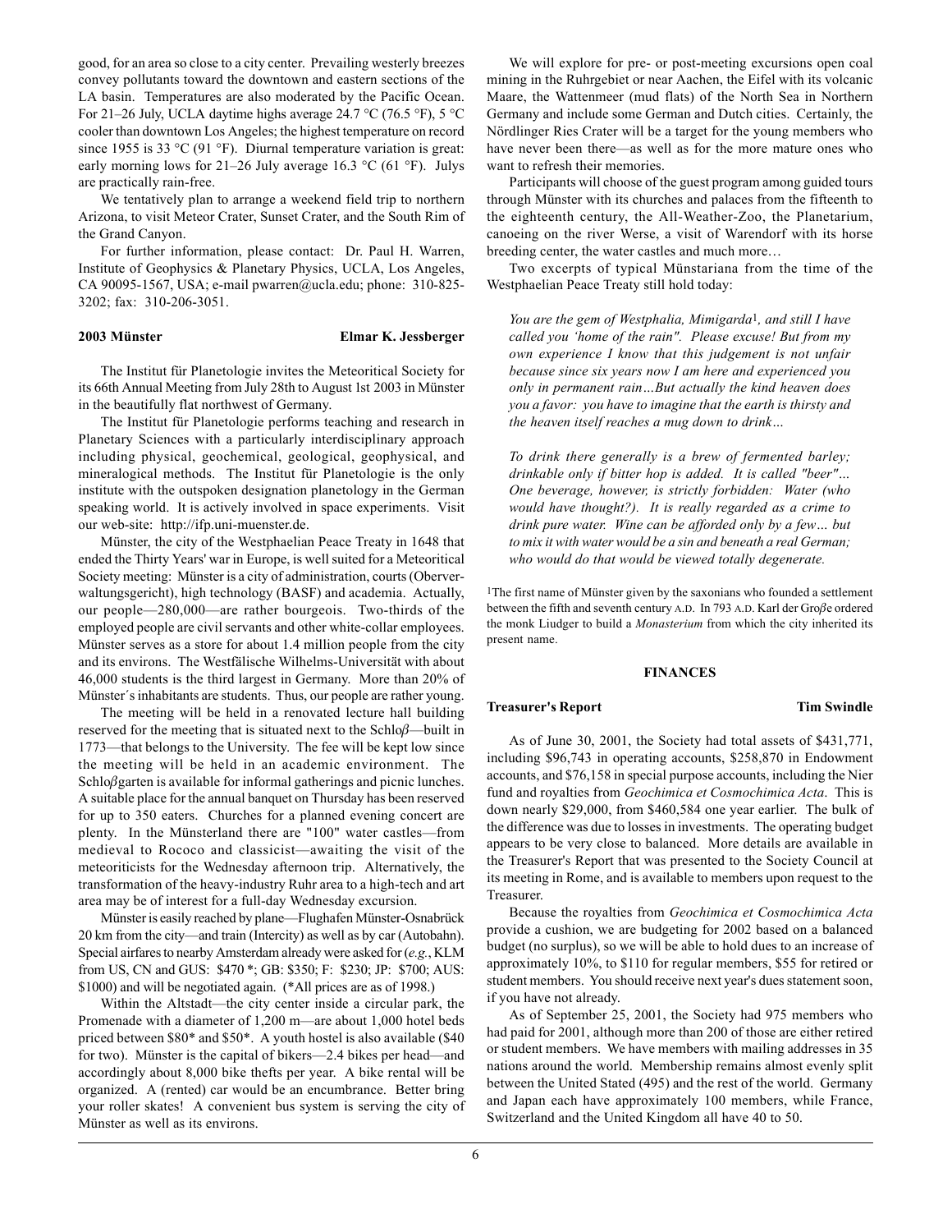good, for an area so close to a city center. Prevailing westerly breezes convey pollutants toward the downtown and eastern sections of the LA basin. Temperatures are also moderated by the Pacific Ocean. For 21–26 July, UCLA daytime highs average 24.7 °C (76.5 °F), 5 °C cooler than downtown Los Angeles; the highest temperature on record since 1955 is 33 °C (91 °F). Diurnal temperature variation is great: early morning lows for 21–26 July average 16.3 °C (61 °F). Julys are practically rain-free.

We tentatively plan to arrange a weekend field trip to northern Arizona, to visit Meteor Crater, Sunset Crater, and the South Rim of the Grand Canyon.

For further information, please contact: Dr. Paul H. Warren, Institute of Geophysics & Planetary Physics, UCLA, Los Angeles, CA 90095-1567, USA; e-mail pwarren@ucla.edu; phone: 310-825-3202; fax: 310-206-3051.

**2003 Münster** **Elmar K. Jessberger**

The Institut für Planetologie invites the Meteoritical Society for its 66th Annual Meeting from July 28th to August 1st 2003 in Münster in the beautifully flat northwest of Germany.

The Institut für Planetologie performs teaching and research in Planetary Sciences with a particularly interdisciplinary approach including physical, geochemical, geological, geophysical, and mineralogical methods. The Institut für Planetologie is the only institute with the outspoken designation planetology in the German speaking world. It is actively involved in space experiments. Visit our web-site: http://ifp.uni-muenster.de.

Münster, the city of the Westphaelian Peace Treaty in 1648 that ended the Thirty Years' war in Europe, is well suited for a Meteoritical Society meeting: Münster is a city of administration, courts (Oberverwaltungsgericht), high technology (BASF) and academia. Actually, our people—280,000—are rather bourgeois. Two-thirds of the employed people are civil servants and other white-collar employees. Münster serves as a store for about 1.4 million people from the city and its environs. The Westfälische Wilhelms-Universität with about 46,000 students is the third largest in Germany. More than 20% of Münster´s inhabitants are students. Thus, our people are rather young.

The meeting will be held in a renovated lecture hall building reserved for the meeting that is situated next to the Schloβ—built in 1773—that belongs to the University. The fee will be kept low since the meeting will be held in an academic environment. The Schloβgarten is available for informal gatherings and picnic lunches. A suitable place for the annual banquet on Thursday has been reserved for up to 350 eaters. Churches for a planned evening concert are plenty. In the Münsterland there are "100" water castles—from medieval to Rococo and classicist—awaiting the visit of the meteoriticists for the Wednesday afternoon trip. Alternatively, the transformation of the heavy-industry Ruhr area to a high-tech and art area may be of interest for a full-day Wednesday excursion.

Münster is easily reached by plane—Flughafen Münster-Osnabrück 20 km from the city—and train (Intercity) as well as by car (Autobahn). Special airfares to nearby Amsterdam already were asked for (*e.g.*, KLM from US, CN and GUS: $470 *; GB: $350; F: $230; JP: $700; AUS: $1000) and will be negotiated again. (*All prices are as of 1998.)

Within the Altstadt—the city center inside a circular park, the Promenade with a diameter of 1,200 m—are about 1,000 hotel beds priced between $80* and $50*. A youth hostel is also available ($40 for two). Münster is the capital of bikers—2.4 bikes per head—and accordingly about 8,000 bike thefts per year. A bike rental will be organized. A (rented) car would be an encumbrance. Better bring your roller skates! A convenient bus system is serving the city of Münster as well as its environs.

We will explore for pre- or post-meeting excursions open coal mining in the Ruhrgebiet or near Aachen, the Eifel with its volcanic Maare, the Wattenmeer (mud flats) of the North Sea in Northern Germany and include some German and Dutch cities. Certainly, the Nördlinger Ries Crater will be a target for the young members who have never been there—as well as for the more mature ones who want to refresh their memories.

Participants will choose of the guest program among guided tours through Münster with its churches and palaces from the fifteenth to the eighteenth century, the All-Weather-Zoo, the Planetarium, canoeing on the river Werse, a visit of Warendorf with its horse breeding center, the water castles and much more…

Two excerpts of typical Münstariana from the time of the Westphaelian Peace Treaty still hold today:

*You are the gem of Westphalia, Mimigarda*[1]*, and still I have called you 'home of the rain". Please excuse! But from my own experience I know that this judgement is not unfair because since six years now I am here and experienced you only in permanent rain…But actually the kind heaven does you a favor: you have to imagine that the earth is thirsty and the heaven itself reaches a mug down to drink…*

*To drink there generally is a brew of fermented barley; drinkable only if bitter hop is added. It is called "beer"… One beverage, however, is strictly forbidden: Water (who would have thought?). It is really regarded as a crime to drink pure water. Wine can be afforded only by a few… but to mix it with water would be a sin and beneath a real German; who would do that would be viewed totally degenerate.*

[1]The first name of Münster given by the saxonians who founded a settlement between the fifth and seventh century A.D. In 793 A.D. Karl der Groβe ordered the monk Liudger to build a *Monasterium* from which the city inherited its present name.

## FINANCES

**Treasurer's Report** **Tim Swindle**

As of June 30, 2001, the Society had total assets of $431,771, including $96,743 in operating accounts, $258,870 in Endowment accounts, and $76,158 in special purpose accounts, including the Nier fund and royalties from *Geochimica et Cosmochimica Acta*. This is down nearly $29,000, from $460,584 one year earlier. The bulk of the difference was due to losses in investments. The operating budget appears to be very close to balanced. More details are available in the Treasurer's Report that was presented to the Society Council at its meeting in Rome, and is available to members upon request to the Treasurer.

Because the royalties from *Geochimica et Cosmochimica Acta* provide a cushion, we are budgeting for 2002 based on a balanced budget (no surplus), so we will be able to hold dues to an increase of approximately 10%, to $110 for regular members, $55 for retired or student members. You should receive next year's dues statement soon, if you have not already.

As of September 25, 2001, the Society had 975 members who had paid for 2001, although more than 200 of those are either retired or student members. We have members with mailing addresses in 35 nations around the world. Membership remains almost evenly split between the United Stated (495) and the rest of the world. Germany and Japan each have approximately 100 members, while France, Switzerland and the United Kingdom all have 40 to 50.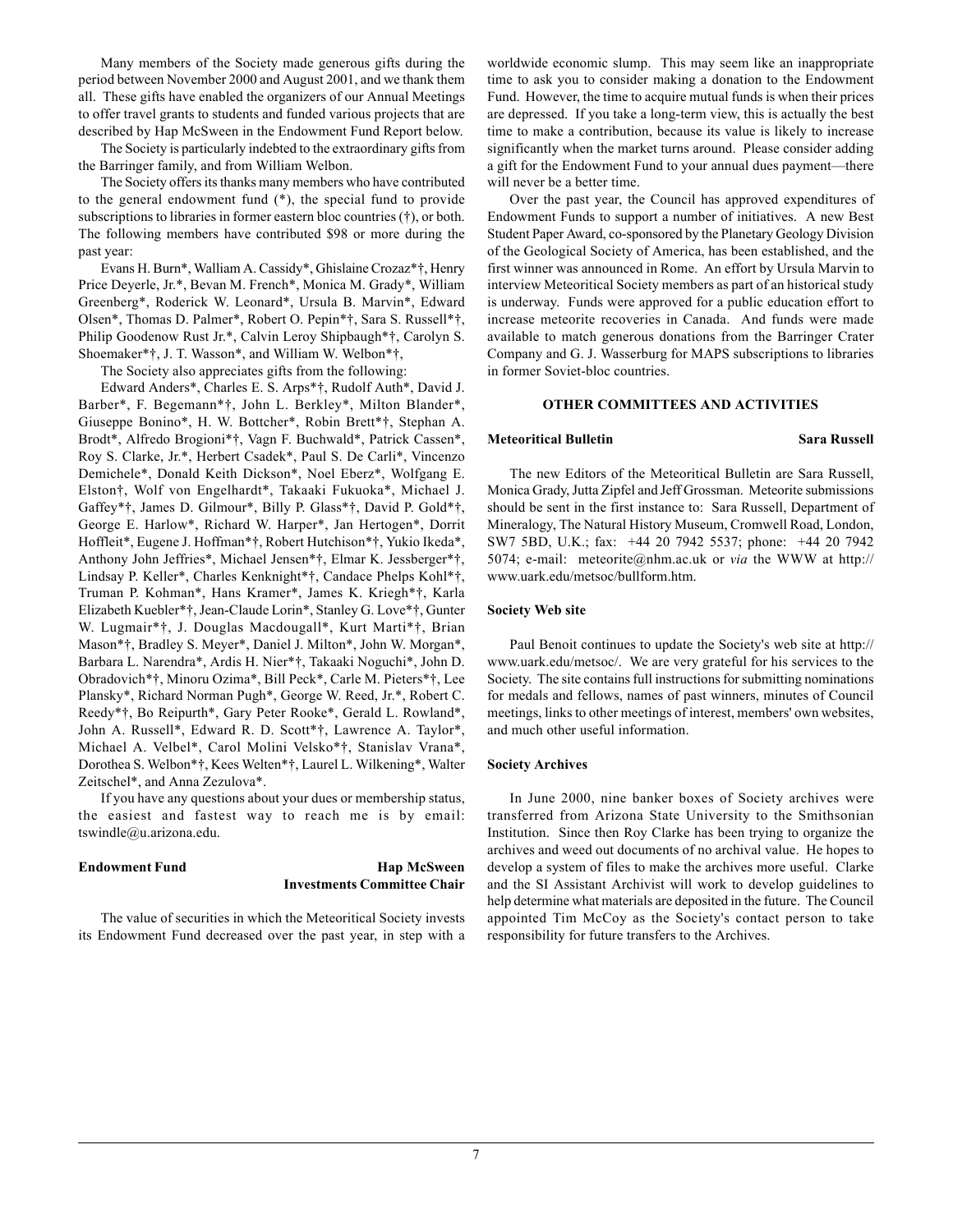Many members of the Society made generous gifts during the period between November 2000 and August 2001, and we thank them all. These gifts have enabled the organizers of our Annual Meetings to offer travel grants to students and funded various projects that are described by Hap McSween in the Endowment Fund Report below.

The Society is particularly indebted to the extraordinary gifts from the Barringer family, and from William Welbon.

The Society offers its thanks many members who have contributed to the general endowment fund (*), the special fund to provide subscriptions to libraries in former eastern bloc countries (†), or both. The following members have contributed $98 or more during the past year:

Evans H. Burn*, Walliam A. Cassidy*, Ghislaine Crozaz*†, Henry Price Deyerle, Jr.*, Bevan M. French*, Monica M. Grady*, William Greenberg*, Roderick W. Leonard*, Ursula B. Marvin*, Edward Olsen*, Thomas D. Palmer*, Robert O. Pepin*†, Sara S. Russell*†, Philip Goodenow Rust Jr.*, Calvin Leroy Shipbaugh*†, Carolyn S. Shoemaker*†, J. T. Wasson*, and William W. Welbon*†,

The Society also appreciates gifts from the following:

Edward Anders*, Charles E. S. Arps*†, Rudolf Auth*, David J. Barber*, F. Begemann*†, John L. Berkley*, Milton Blander*, Giuseppe Bonino*, H. W. Bottcher*, Robin Brett*†, Stephan A. Brodt*, Alfredo Brogioni*†, Vagn F. Buchwald*, Patrick Cassen*, Roy S. Clarke, Jr.*, Herbert Csadek*, Paul S. De Carli*, Vincenzo Demichele*, Donald Keith Dickson*, Noel Eberz*, Wolfgang E. Elston†, Wolf von Engelhardt*, Takaaki Fukuoka*, Michael J. Gaffey*†, James D. Gilmour*, Billy P. Glass*†, David P. Gold*†, George E. Harlow*, Richard W. Harper*, Jan Hertogen*, Dorrit Hoffleit*, Eugene J. Hoffman*†, Robert Hutchison*†, Yukio Ikeda*, Anthony John Jeffries*, Michael Jensen*†, Elmar K. Jessberger*†, Lindsay P. Keller*, Charles Kenknight*†, Candace Phelps Kohl*†, Truman P. Kohman*, Hans Kramer*, James K. Kriegh*†, Karla Elizabeth Kuebler*†, Jean-Claude Lorin*, Stanley G. Love*†, Gunter W. Lugmair*†, J. Douglas Macdougall*, Kurt Marti*†, Brian Mason*†, Bradley S. Meyer*, Daniel J. Milton*, John W. Morgan*, Barbara L. Narendra*, Ardis H. Nier*†, Takaaki Noguchi*, John D. Obradovich*†, Minoru Ozima*, Bill Peck*, Carle M. Pieters*†, Lee Plansky*, Richard Norman Pugh*, George W. Reed, Jr.*, Robert C. Reedy*†, Bo Reipurth*, Gary Peter Rooke*, Gerald L. Rowland*, John A. Russell*, Edward R. D. Scott*†, Lawrence A. Taylor*, Michael A. Velbel*, Carol Molini Velsko*†, Stanislav Vrana*, Dorothea S. Welbon*†, Kees Welten*†, Laurel L. Wilkening*, Walter Zeitschel*, and Anna Zezulova*.

If you have any questions about your dues or membership status, the easiest and fastest way to reach me is by email: tswindle@u.arizona.edu.

**Endowment Fund** — **Hap McSween, Investments Committee Chair**

The value of securities in which the Meteoritical Society invests its Endowment Fund decreased over the past year, in step with a worldwide economic slump. This may seem like an inappropriate time to ask you to consider making a donation to the Endowment Fund. However, the time to acquire mutual funds is when their prices are depressed. If you take a long-term view, this is actually the best time to make a contribution, because its value is likely to increase significantly when the market turns around. Please consider adding a gift for the Endowment Fund to your annual dues payment—there will never be a better time.

Over the past year, the Council has approved expenditures of Endowment Funds to support a number of initiatives. A new Best Student Paper Award, co-sponsored by the Planetary Geology Division of the Geological Society of America, has been established, and the first winner was announced in Rome. An effort by Ursula Marvin to interview Meteoritical Society members as part of an historical study is underway. Funds were approved for a public education effort to increase meteorite recoveries in Canada. And funds were made available to match generous donations from the Barringer Crater Company and G. J. Wasserburg for MAPS subscriptions to libraries in former Soviet-bloc countries.

## OTHER COMMITTEES AND ACTIVITIES

**Meteoritical Bulletin** — **Sara Russell**

The new Editors of the Meteoritical Bulletin are Sara Russell, Monica Grady, Jutta Zipfel and Jeff Grossman. Meteorite submissions should be sent in the first instance to: Sara Russell, Department of Mineralogy, The Natural History Museum, Cromwell Road, London, SW7 5BD, U.K.; fax: +44 20 7942 5537; phone: +44 20 7942 5074; e-mail: meteorite@nhm.ac.uk or *via* the WWW at http://www.uark.edu/metsoc/bullform.htm.

**Society Web site**

Paul Benoit continues to update the Society's web site at http://www.uark.edu/metsoc/. We are very grateful for his services to the Society. The site contains full instructions for submitting nominations for medals and fellows, names of past winners, minutes of Council meetings, links to other meetings of interest, members' own websites, and much other useful information.

**Society Archives**

In June 2000, nine banker boxes of Society archives were transferred from Arizona State University to the Smithsonian Institution. Since then Roy Clarke has been trying to organize the archives and weed out documents of no archival value. He hopes to develop a system of files to make the archives more useful. Clarke and the SI Assistant Archivist will work to develop guidelines to help determine what materials are deposited in the future. The Council appointed Tim McCoy as the Society's contact person to take responsibility for future transfers to the Archives.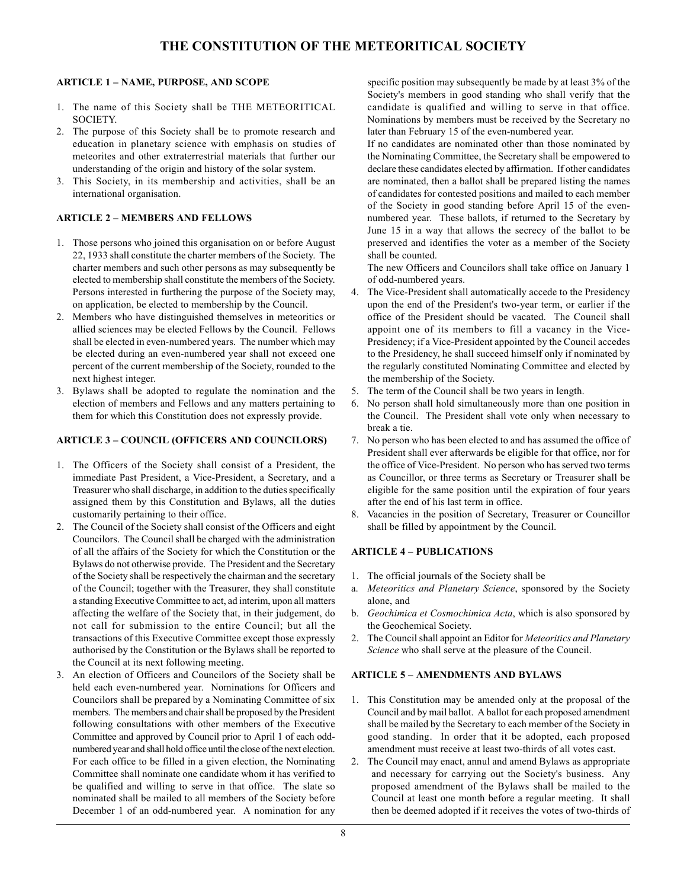# THE CONSTITUTION OF THE METEORITICAL SOCIETY

### ARTICLE 1 – NAME, PURPOSE, AND SCOPE

1. The name of this Society shall be THE METEORITICAL SOCIETY.
2. The purpose of this Society shall be to promote research and education in planetary science with emphasis on studies of meteorites and other extraterrestrial materials that further our understanding of the origin and history of the solar system.
3. This Society, in its membership and activities, shall be an international organisation.

### ARTICLE 2 – MEMBERS AND FELLOWS

1. Those persons who joined this organisation on or before August 22, 1933 shall constitute the charter members of the Society. The charter members and such other persons as may subsequently be elected to membership shall constitute the members of the Society. Persons interested in furthering the purpose of the Society may, on application, be elected to membership by the Council.
2. Members who have distinguished themselves in meteoritics or allied sciences may be elected Fellows by the Council. Fellows shall be elected in even-numbered years. The number which may be elected during an even-numbered year shall not exceed one percent of the current membership of the Society, rounded to the next highest integer.
3. Bylaws shall be adopted to regulate the nomination and the election of members and Fellows and any matters pertaining to them for which this Constitution does not expressly provide.

### ARTICLE 3 – COUNCIL (OFFICERS AND COUNCILORS)

1. The Officers of the Society shall consist of a President, the immediate Past President, a Vice-President, a Secretary, and a Treasurer who shall discharge, in addition to the duties specifically assigned them by this Constitution and Bylaws, all the duties customarily pertaining to their office.
2. The Council of the Society shall consist of the Officers and eight Councilors. The Council shall be charged with the administration of all the affairs of the Society for which the Constitution or the Bylaws do not otherwise provide. The President and the Secretary of the Society shall be respectively the chairman and the secretary of the Council; together with the Treasurer, they shall constitute a standing Executive Committee to act, ad interim, upon all matters affecting the welfare of the Society that, in their judgement, do not call for submission to the entire Council; but all the transactions of this Executive Committee except those expressly authorised by the Constitution or the Bylaws shall be reported to the Council at its next following meeting.
3. An election of Officers and Councilors of the Society shall be held each even-numbered year. Nominations for Officers and Councilors shall be prepared by a Nominating Committee of six members. The members and chair shall be proposed by the President following consultations with other members of the Executive Committee and approved by Council prior to April 1 of each odd-numbered year and shall hold office until the close of the next election. For each office to be filled in a given election, the Nominating Committee shall nominate one candidate whom it has verified to be qualified and willing to serve in that office. The slate so nominated shall be mailed to all members of the Society before December 1 of an odd-numbered year. A nomination for any specific position may subsequently be made by at least 3% of the Society's members in good standing who shall verify that the candidate is qualified and willing to serve in that office. Nominations by members must be received by the Secretary no later than February 15 of the even-numbered year.

   If no candidates are nominated other than those nominated by the Nominating Committee, the Secretary shall be empowered to declare these candidates elected by affirmation. If other candidates are nominated, then a ballot shall be prepared listing the names of candidates for contested positions and mailed to each member of the Society in good standing before April 15 of the even-numbered year. These ballots, if returned to the Secretary by June 15 in a way that allows the secrecy of the ballot to be preserved and identifies the voter as a member of the Society shall be counted.

   The new Officers and Councilors shall take office on January 1 of odd-numbered years.
4. The Vice-President shall automatically accede to the Presidency upon the end of the President's two-year term, or earlier if the office of the President should be vacated. The Council shall appoint one of its members to fill a vacancy in the Vice-Presidency; if a Vice-President appointed by the Council accedes to the Presidency, he shall succeed himself only if nominated by the regularly constituted Nominating Committee and elected by the membership of the Society.
5. The term of the Council shall be two years in length.
6. No person shall hold simultaneously more than one position in the Council. The President shall vote only when necessary to break a tie.
7. No person who has been elected to and has assumed the office of President shall ever afterwards be eligible for that office, nor for the office of Vice-President. No person who has served two terms as Councillor, or three terms as Secretary or Treasurer shall be eligible for the same position until the expiration of four years after the end of his last term in office.
8. Vacancies in the position of Secretary, Treasurer or Councillor shall be filled by appointment by the Council.

### ARTICLE 4 – PUBLICATIONS

1. The official journals of the Society shall be
   a. *Meteoritics and Planetary Science*, sponsored by the Society alone, and
   b. *Geochimica et Cosmochimica Acta*, which is also sponsored by the Geochemical Society.
2. The Council shall appoint an Editor for *Meteoritics and Planetary Science* who shall serve at the pleasure of the Council.

### ARTICLE 5 – AMENDMENTS AND BYLAWS

1. This Constitution may be amended only at the proposal of the Council and by mail ballot. A ballot for each proposed amendment shall be mailed by the Secretary to each member of the Society in good standing. In order that it be adopted, each proposed amendment must receive at least two-thirds of all votes cast.
2. The Council may enact, annul and amend Bylaws as appropriate and necessary for carrying out the Society's business. Any proposed amendment of the Bylaws shall be mailed to the Council at least one month before a regular meeting. It shall then be deemed adopted if it receives the votes of two-thirds of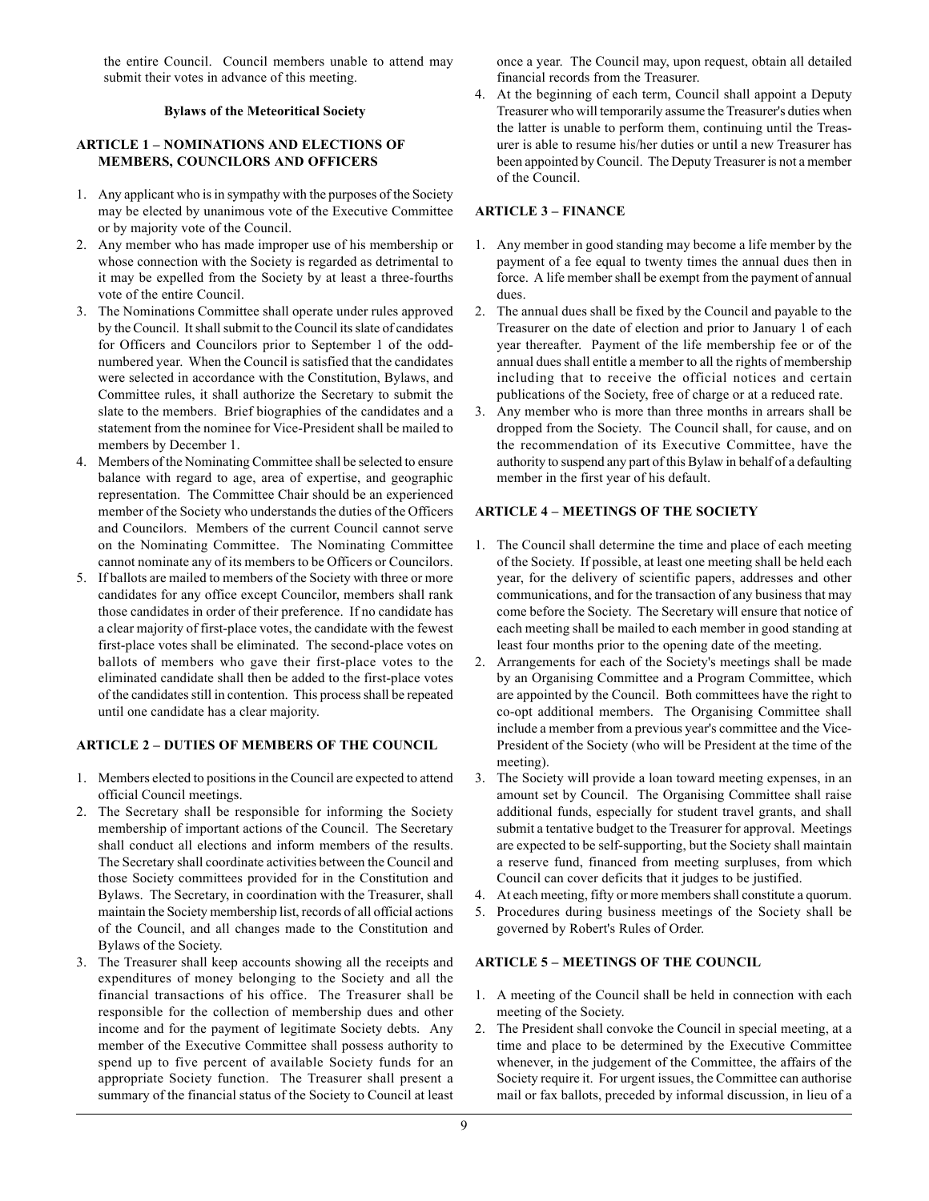the entire Council. Council members unable to attend may submit their votes in advance of this meeting.

**Bylaws of the Meteoritical Society**

## ARTICLE 1 – NOMINATIONS AND ELECTIONS OF MEMBERS, COUNCILORS AND OFFICERS

1. Any applicant who is in sympathy with the purposes of the Society may be elected by unanimous vote of the Executive Committee or by majority vote of the Council.
2. Any member who has made improper use of his membership or whose connection with the Society is regarded as detrimental to it may be expelled from the Society by at least a three-fourths vote of the entire Council.
3. The Nominations Committee shall operate under rules approved by the Council. It shall submit to the Council its slate of candidates for Officers and Councilors prior to September 1 of the odd-numbered year. When the Council is satisfied that the candidates were selected in accordance with the Constitution, Bylaws, and Committee rules, it shall authorize the Secretary to submit the slate to the members. Brief biographies of the candidates and a statement from the nominee for Vice-President shall be mailed to members by December 1.
4. Members of the Nominating Committee shall be selected to ensure balance with regard to age, area of expertise, and geographic representation. The Committee Chair should be an experienced member of the Society who understands the duties of the Officers and Councilors. Members of the current Council cannot serve on the Nominating Committee. The Nominating Committee cannot nominate any of its members to be Officers or Councilors.
5. If ballots are mailed to members of the Society with three or more candidates for any office except Councilor, members shall rank those candidates in order of their preference. If no candidate has a clear majority of first-place votes, the candidate with the fewest first-place votes shall be eliminated. The second-place votes on ballots of members who gave their first-place votes to the eliminated candidate shall then be added to the first-place votes of the candidates still in contention. This process shall be repeated until one candidate has a clear majority.

## ARTICLE 2 – DUTIES OF MEMBERS OF THE COUNCIL

1. Members elected to positions in the Council are expected to attend official Council meetings.
2. The Secretary shall be responsible for informing the Society membership of important actions of the Council. The Secretary shall conduct all elections and inform members of the results. The Secretary shall coordinate activities between the Council and those Society committees provided for in the Constitution and Bylaws. The Secretary, in coordination with the Treasurer, shall maintain the Society membership list, records of all official actions of the Council, and all changes made to the Constitution and Bylaws of the Society.
3. The Treasurer shall keep accounts showing all the receipts and expenditures of money belonging to the Society and all the financial transactions of his office. The Treasurer shall be responsible for the collection of membership dues and other income and for the payment of legitimate Society debts. Any member of the Executive Committee shall possess authority to spend up to five percent of available Society funds for an appropriate Society function. The Treasurer shall present a summary of the financial status of the Society to Council at least once a year. The Council may, upon request, obtain all detailed financial records from the Treasurer.
4. At the beginning of each term, Council shall appoint a Deputy Treasurer who will temporarily assume the Treasurer's duties when the latter is unable to perform them, continuing until the Treasurer is able to resume his/her duties or until a new Treasurer has been appointed by Council. The Deputy Treasurer is not a member of the Council.

## ARTICLE 3 – FINANCE

1. Any member in good standing may become a life member by the payment of a fee equal to twenty times the annual dues then in force. A life member shall be exempt from the payment of annual dues.
2. The annual dues shall be fixed by the Council and payable to the Treasurer on the date of election and prior to January 1 of each year thereafter. Payment of the life membership fee or of the annual dues shall entitle a member to all the rights of membership including that to receive the official notices and certain publications of the Society, free of charge or at a reduced rate.
3. Any member who is more than three months in arrears shall be dropped from the Society. The Council shall, for cause, and on the recommendation of its Executive Committee, have the authority to suspend any part of this Bylaw in behalf of a defaulting member in the first year of his default.

## ARTICLE 4 – MEETINGS OF THE SOCIETY

1. The Council shall determine the time and place of each meeting of the Society. If possible, at least one meeting shall be held each year, for the delivery of scientific papers, addresses and other communications, and for the transaction of any business that may come before the Society. The Secretary will ensure that notice of each meeting shall be mailed to each member in good standing at least four months prior to the opening date of the meeting.
2. Arrangements for each of the Society's meetings shall be made by an Organising Committee and a Program Committee, which are appointed by the Council. Both committees have the right to co-opt additional members. The Organising Committee shall include a member from a previous year's committee and the Vice-President of the Society (who will be President at the time of the meeting).
3. The Society will provide a loan toward meeting expenses, in an amount set by Council. The Organising Committee shall raise additional funds, especially for student travel grants, and shall submit a tentative budget to the Treasurer for approval. Meetings are expected to be self-supporting, but the Society shall maintain a reserve fund, financed from meeting surpluses, from which Council can cover deficits that it judges to be justified.
4. At each meeting, fifty or more members shall constitute a quorum.
5. Procedures during business meetings of the Society shall be governed by Robert's Rules of Order.

## ARTICLE 5 – MEETINGS OF THE COUNCIL

1. A meeting of the Council shall be held in connection with each meeting of the Society.
2. The President shall convoke the Council in special meeting, at a time and place to be determined by the Executive Committee whenever, in the judgement of the Committee, the affairs of the Society require it. For urgent issues, the Committee can authorise mail or fax ballots, preceded by informal discussion, in lieu of a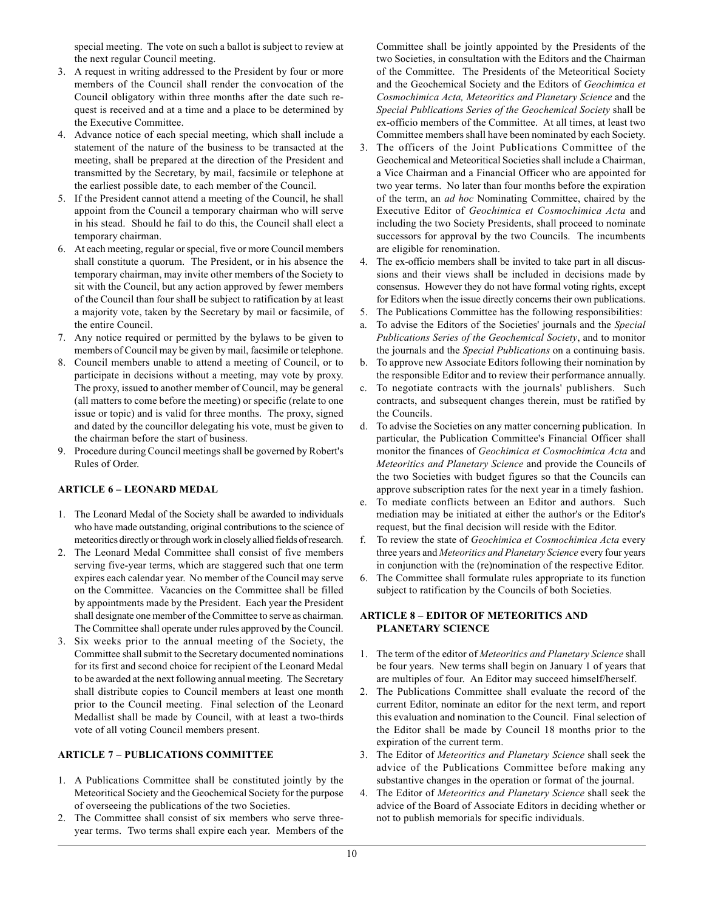special meeting. The vote on such a ballot is subject to review at the next regular Council meeting.

3. A request in writing addressed to the President by four or more members of the Council shall render the convocation of the Council obligatory within three months after the date such request is received and at a time and a place to be determined by the Executive Committee.
4. Advance notice of each special meeting, which shall include a statement of the nature of the business to be transacted at the meeting, shall be prepared at the direction of the President and transmitted by the Secretary, by mail, facsimile or telephone at the earliest possible date, to each member of the Council.
5. If the President cannot attend a meeting of the Council, he shall appoint from the Council a temporary chairman who will serve in his stead. Should he fail to do this, the Council shall elect a temporary chairman.
6. At each meeting, regular or special, five or more Council members shall constitute a quorum. The President, or in his absence the temporary chairman, may invite other members of the Society to sit with the Council, but any action approved by fewer members of the Council than four shall be subject to ratification by at least a majority vote, taken by the Secretary by mail or facsimile, of the entire Council.
7. Any notice required or permitted by the bylaws to be given to members of Council may be given by mail, facsimile or telephone.
8. Council members unable to attend a meeting of Council, or to participate in decisions without a meeting, may vote by proxy. The proxy, issued to another member of Council, may be general (all matters to come before the meeting) or specific (relate to one issue or topic) and is valid for three months. The proxy, signed and dated by the councillor delegating his vote, must be given to the chairman before the start of business.
9. Procedure during Council meetings shall be governed by Robert's Rules of Order.

### ARTICLE 6 – LEONARD MEDAL

1. The Leonard Medal of the Society shall be awarded to individuals who have made outstanding, original contributions to the science of meteoritics directly or through work in closely allied fields of research.
2. The Leonard Medal Committee shall consist of five members serving five-year terms, which are staggered such that one term expires each calendar year. No member of the Council may serve on the Committee. Vacancies on the Committee shall be filled by appointments made by the President. Each year the President shall designate one member of the Committee to serve as chairman. The Committee shall operate under rules approved by the Council.
3. Six weeks prior to the annual meeting of the Society, the Committee shall submit to the Secretary documented nominations for its first and second choice for recipient of the Leonard Medal to be awarded at the next following annual meeting. The Secretary shall distribute copies to Council members at least one month prior to the Council meeting. Final selection of the Leonard Medallist shall be made by Council, with at least a two-thirds vote of all voting Council members present.

### ARTICLE 7 – PUBLICATIONS COMMITTEE

1. A Publications Committee shall be constituted jointly by the Meteoritical Society and the Geochemical Society for the purpose of overseeing the publications of the two Societies.
2. The Committee shall consist of six members who serve three-year terms. Two terms shall expire each year. Members of the Committee shall be jointly appointed by the Presidents of the two Societies, in consultation with the Editors and the Chairman of the Committee. The Presidents of the Meteoritical Society and the Geochemical Society and the Editors of *Geochimica et Cosmochimica Acta, Meteoritics and Planetary Science* and the *Special Publications Series of the Geochemical Society* shall be ex-officio members of the Committee. At all times, at least two Committee members shall have been nominated by each Society.
3. The officers of the Joint Publications Committee of the Geochemical and Meteoritical Societies shall include a Chairman, a Vice Chairman and a Financial Officer who are appointed for two year terms. No later than four months before the expiration of the term, an *ad hoc* Nominating Committee, chaired by the Executive Editor of *Geochimica et Cosmochimica Acta* and including the two Society Presidents, shall proceed to nominate successors for approval by the two Councils. The incumbents are eligible for renomination.
4. The ex-officio members shall be invited to take part in all discussions and their views shall be included in decisions made by consensus. However they do not have formal voting rights, except for Editors when the issue directly concerns their own publications.
5. The Publications Committee has the following responsibilities:
   a. To advise the Editors of the Societies' journals and the *Special Publications Series of the Geochemical Society*, and to monitor the journals and the *Special Publications* on a continuing basis.
   b. To approve new Associate Editors following their nomination by the responsible Editor and to review their performance annually.
   c. To negotiate contracts with the journals' publishers. Such contracts, and subsequent changes therein, must be ratified by the Councils.
   d. To advise the Societies on any matter concerning publication. In particular, the Publication Committee's Financial Officer shall monitor the finances of *Geochimica et Cosmochimica Acta* and *Meteoritics and Planetary Science* and provide the Councils of the two Societies with budget figures so that the Councils can approve subscription rates for the next year in a timely fashion.
   e. To mediate conflicts between an Editor and authors. Such mediation may be initiated at either the author's or the Editor's request, but the final decision will reside with the Editor.
   f. To review the state of *Geochimica et Cosmochimica Acta* every three years and *Meteoritics and Planetary Science* every four years in conjunction with the (re)nomination of the respective Editor.
6. The Committee shall formulate rules appropriate to its function subject to ratification by the Councils of both Societies.

### ARTICLE 8 – EDITOR OF METEORITICS AND PLANETARY SCIENCE

1. The term of the editor of *Meteoritics and Planetary Science* shall be four years. New terms shall begin on January 1 of years that are multiples of four. An Editor may succeed himself/herself.
2. The Publications Committee shall evaluate the record of the current Editor, nominate an editor for the next term, and report this evaluation and nomination to the Council. Final selection of the Editor shall be made by Council 18 months prior to the expiration of the current term.
3. The Editor of *Meteoritics and Planetary Science* shall seek the advice of the Publications Committee before making any substantive changes in the operation or format of the journal.
4. The Editor of *Meteoritics and Planetary Science* shall seek the advice of the Board of Associate Editors in deciding whether or not to publish memorials for specific individuals.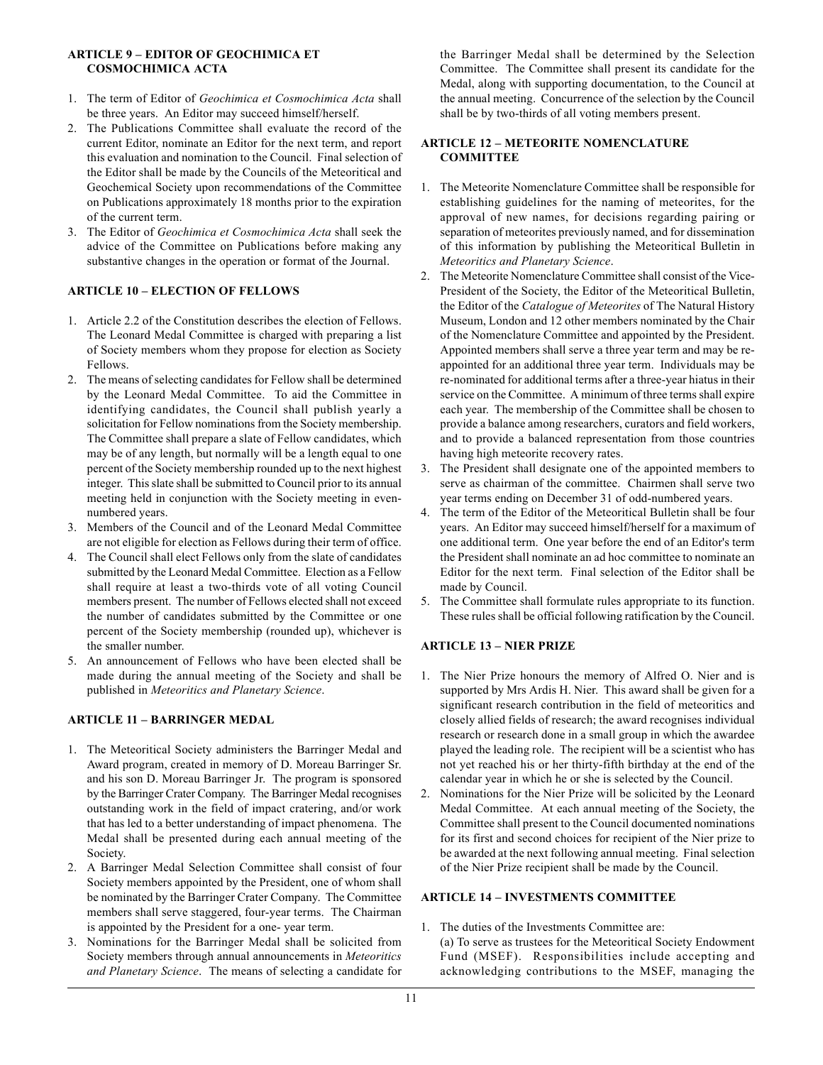## ARTICLE 9 – EDITOR OF GEOCHIMICA ET COSMOCHIMICA ACTA

1. The term of Editor of *Geochimica et Cosmochimica Acta* shall be three years. An Editor may succeed himself/herself.
2. The Publications Committee shall evaluate the record of the current Editor, nominate an Editor for the next term, and report this evaluation and nomination to the Council. Final selection of the Editor shall be made by the Councils of the Meteoritical and Geochemical Society upon recommendations of the Committee on Publications approximately 18 months prior to the expiration of the current term.
3. The Editor of *Geochimica et Cosmochimica Acta* shall seek the advice of the Committee on Publications before making any substantive changes in the operation or format of the Journal.

## ARTICLE 10 – ELECTION OF FELLOWS

1. Article 2.2 of the Constitution describes the election of Fellows. The Leonard Medal Committee is charged with preparing a list of Society members whom they propose for election as Society Fellows.
2. The means of selecting candidates for Fellow shall be determined by the Leonard Medal Committee. To aid the Committee in identifying candidates, the Council shall publish yearly a solicitation for Fellow nominations from the Society membership. The Committee shall prepare a slate of Fellow candidates, which may be of any length, but normally will be a length equal to one percent of the Society membership rounded up to the next highest integer. This slate shall be submitted to Council prior to its annual meeting held in conjunction with the Society meeting in even-numbered years.
3. Members of the Council and of the Leonard Medal Committee are not eligible for election as Fellows during their term of office.
4. The Council shall elect Fellows only from the slate of candidates submitted by the Leonard Medal Committee. Election as a Fellow shall require at least a two-thirds vote of all voting Council members present. The number of Fellows elected shall not exceed the number of candidates submitted by the Committee or one percent of the Society membership (rounded up), whichever is the smaller number.
5. An announcement of Fellows who have been elected shall be made during the annual meeting of the Society and shall be published in *Meteoritics and Planetary Science*.

## ARTICLE 11 – BARRINGER MEDAL

1. The Meteoritical Society administers the Barringer Medal and Award program, created in memory of D. Moreau Barringer Sr. and his son D. Moreau Barringer Jr. The program is sponsored by the Barringer Crater Company. The Barringer Medal recognises outstanding work in the field of impact cratering, and/or work that has led to a better understanding of impact phenomena. The Medal shall be presented during each annual meeting of the Society.
2. A Barringer Medal Selection Committee shall consist of four Society members appointed by the President, one of whom shall be nominated by the Barringer Crater Company. The Committee members shall serve staggered, four-year terms. The Chairman is appointed by the President for a one- year term.
3. Nominations for the Barringer Medal shall be solicited from Society members through annual announcements in *Meteoritics and Planetary Science*. The means of selecting a candidate for the Barringer Medal shall be determined by the Selection Committee. The Committee shall present its candidate for the Medal, along with supporting documentation, to the Council at the annual meeting. Concurrence of the selection by the Council shall be by two-thirds of all voting members present.

## ARTICLE 12 – METEORITE NOMENCLATURE COMMITTEE

1. The Meteorite Nomenclature Committee shall be responsible for establishing guidelines for the naming of meteorites, for the approval of new names, for decisions regarding pairing or separation of meteorites previously named, and for dissemination of this information by publishing the Meteoritical Bulletin in *Meteoritics and Planetary Science*.
2. The Meteorite Nomenclature Committee shall consist of the Vice-President of the Society, the Editor of the Meteoritical Bulletin, the Editor of the *Catalogue of Meteorites* of The Natural History Museum, London and 12 other members nominated by the Chair of the Nomenclature Committee and appointed by the President. Appointed members shall serve a three year term and may be re-appointed for an additional three year term. Individuals may be re-nominated for additional terms after a three-year hiatus in their service on the Committee. A minimum of three terms shall expire each year. The membership of the Committee shall be chosen to provide a balance among researchers, curators and field workers, and to provide a balanced representation from those countries having high meteorite recovery rates.
3. The President shall designate one of the appointed members to serve as chairman of the committee. Chairmen shall serve two year terms ending on December 31 of odd-numbered years.
4. The term of the Editor of the Meteoritical Bulletin shall be four years. An Editor may succeed himself/herself for a maximum of one additional term. One year before the end of an Editor's term the President shall nominate an ad hoc committee to nominate an Editor for the next term. Final selection of the Editor shall be made by Council.
5. The Committee shall formulate rules appropriate to its function. These rules shall be official following ratification by the Council.

## ARTICLE 13 – NIER PRIZE

1. The Nier Prize honours the memory of Alfred O. Nier and is supported by Mrs Ardis H. Nier. This award shall be given for a significant research contribution in the field of meteoritics and closely allied fields of research; the award recognises individual research or research done in a small group in which the awardee played the leading role. The recipient will be a scientist who has not yet reached his or her thirty-fifth birthday at the end of the calendar year in which he or she is selected by the Council.
2. Nominations for the Nier Prize will be solicited by the Leonard Medal Committee. At each annual meeting of the Society, the Committee shall present to the Council documented nominations for its first and second choices for recipient of the Nier prize to be awarded at the next following annual meeting. Final selection of the Nier Prize recipient shall be made by the Council.

## ARTICLE 14 – INVESTMENTS COMMITTEE

1. The duties of the Investments Committee are:
   (a) To serve as trustees for the Meteoritical Society Endowment Fund (MSEF). Responsibilities include accepting and acknowledging contributions to the MSEF, managing the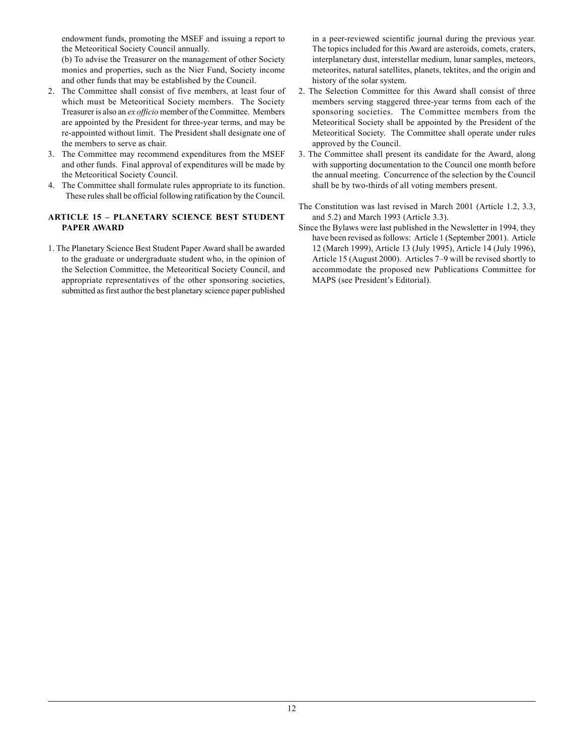endowment funds, promoting the MSEF and issuing a report to the Meteoritical Society Council annually.

(b) To advise the Treasurer on the management of other Society monies and properties, such as the Nier Fund, Society income and other funds that may be established by the Council.

2. The Committee shall consist of five members, at least four of which must be Meteoritical Society members. The Society Treasurer is also an *ex officio* member of the Committee. Members are appointed by the President for three-year terms, and may be re-appointed without limit. The President shall designate one of the members to serve as chair.
3. The Committee may recommend expenditures from the MSEF and other funds. Final approval of expenditures will be made by the Meteoritical Society Council.
4. The Committee shall formulate rules appropriate to its function. These rules shall be official following ratification by the Council.

### ARTICLE 15 – PLANETARY SCIENCE BEST STUDENT PAPER AWARD

1. The Planetary Science Best Student Paper Award shall be awarded to the graduate or undergraduate student who, in the opinion of the Selection Committee, the Meteoritical Society Council, and appropriate representatives of the other sponsoring societies, submitted as first author the best planetary science paper published in a peer-reviewed scientific journal during the previous year. The topics included for this Award are asteroids, comets, craters, interplanetary dust, interstellar medium, lunar samples, meteors, meteorites, natural satellites, planets, tektites, and the origin and history of the solar system.
2. The Selection Committee for this Award shall consist of three members serving staggered three-year terms from each of the sponsoring societies. The Committee members from the Meteoritical Society shall be appointed by the President of the Meteoritical Society. The Committee shall operate under rules approved by the Council.
3. The Committee shall present its candidate for the Award, along with supporting documentation to the Council one month before the annual meeting. Concurrence of the selection by the Council shall be by two-thirds of all voting members present.

The Constitution was last revised in March 2001 (Article 1.2, 3.3, and 5.2) and March 1993 (Article 3.3).

Since the Bylaws were last published in the Newsletter in 1994, they have been revised as follows: Article 1 (September 2001). Article 12 (March 1999), Article 13 (July 1995), Article 14 (July 1996), Article 15 (August 2000). Articles 7–9 will be revised shortly to accommodate the proposed new Publications Committee for MAPS (see President's Editorial).